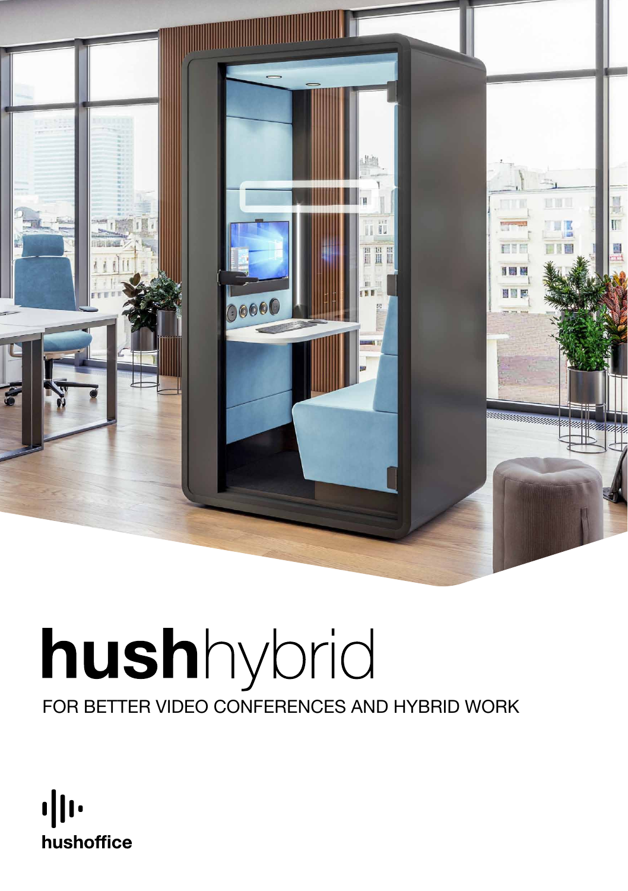# **hush**hybrid

FOR BETTER VIDEO CONFERENCES AND HYBRID WORK

hushoffice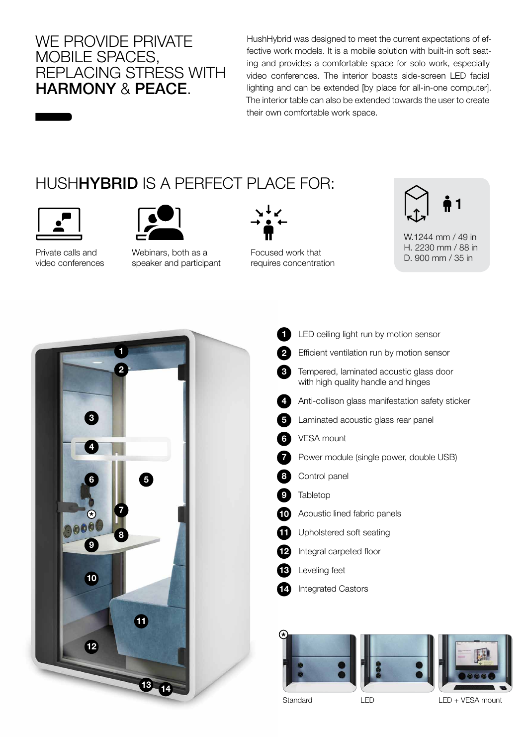# WE PROVIDE PRIVATE MOBILE SPACES, REPLACING STRESS WITH **HARMONY** & **PEACE**.

HushHybrid was designed to meet the current expectations of effective work models. It is a mobile solution with built-in soft seating and provides a comfortable space for solo work, especially video conferences. The interior boasts side-screen LED facial lighting and can be extended [by place for all-in-one computer]. The interior table can also be extended towards the user to create their own comfortable work space.

## HUSH**HYBRID** IS A PERFECT PLACE FOR:

- Private calls and video conferences
- Webinars, both as a speaker and participant
- Focused work that requires concentration

1

W.1244 mm / 49 in
H. 2230 mm / 88 in
D. 900 mm / 35 in

1. LED ceiling light run by motion sensor
2. Efficient ventilation run by motion sensor
3. Tempered, laminated acoustic glass door with high quality handle and hinges
4. Anti-collison glass manifestation safety sticker
5. Laminated acoustic glass rear panel
6. VESA mount
7. Power module (single power, double USB)
8. Control panel
9. Tabletop
10. Acoustic lined fabric panels
11. Upholstered soft seating
12. Integral carpeted floor
13. Leveling feet
14. Integrated Castors

*

Standard

LED

LED + VESA mount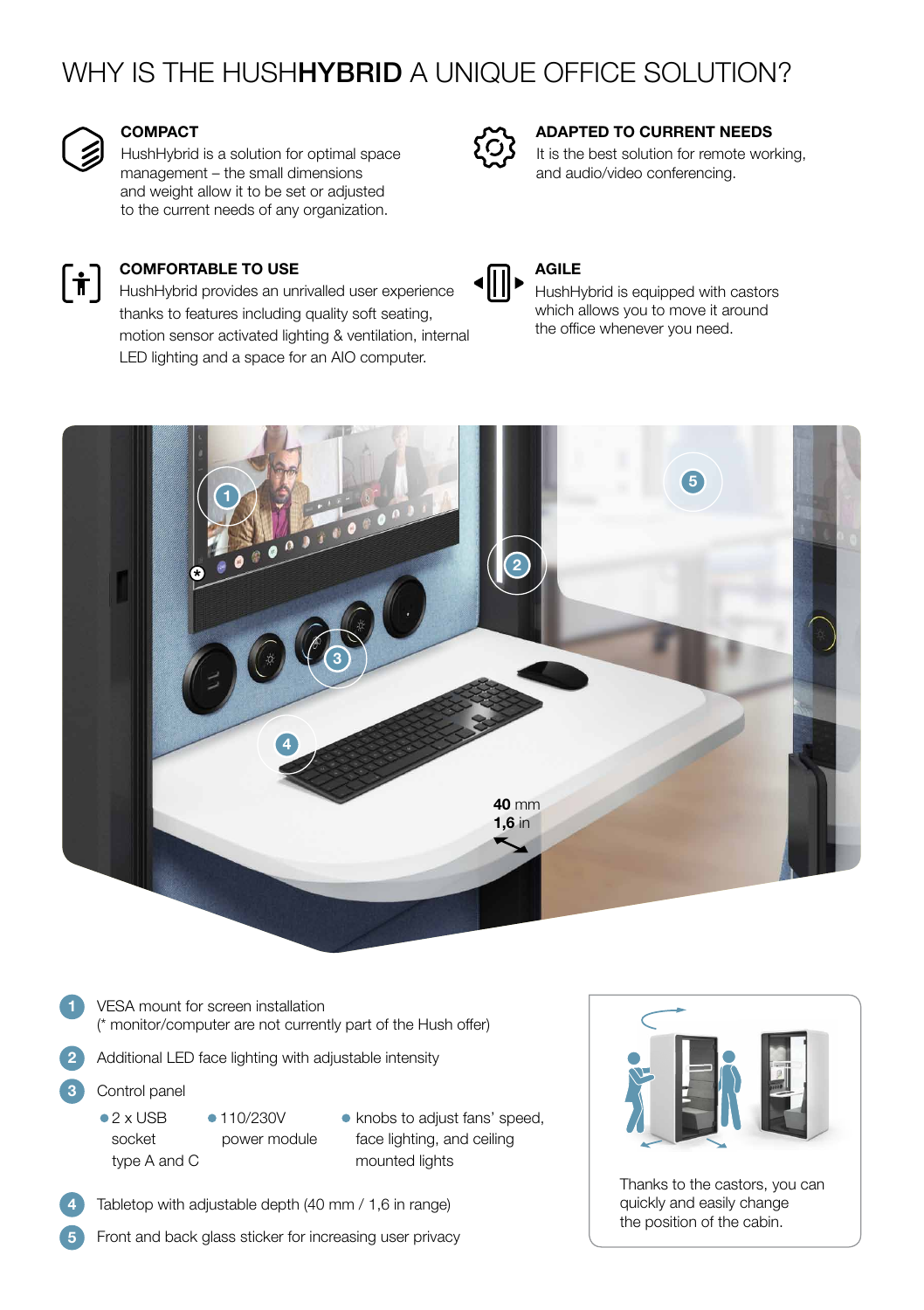# WHY IS THE HUSH**HYBRID** A UNIQUE OFFICE SOLUTION?

**COMPACT**
HushHybrid is a solution for optimal space management – the small dimensions and weight allow it to be set or adjusted to the current needs of any organization.

**ADAPTED TO CURRENT NEEDS**
It is the best solution for remote working, and audio/video conferencing.

**COMFORTABLE TO USE**
HushHybrid provides an unrivalled user experience thanks to features including quality soft seating, motion sensor activated lighting & ventilation, internal LED lighting and a space for an AIO computer.

**AGILE**
HushHybrid is equipped with castors which allows you to move it around the office whenever you need.

**40** mm
**1,6** in

1. VESA mount for screen installation
   (* monitor/computer are not currently part of the Hush offer)
2. Additional LED face lighting with adjustable intensity
3. Control panel
   - 2 x USB socket type A and C
   - 110/230V power module
   - knobs to adjust fans' speed, face lighting, and ceiling mounted lights
4. Tabletop with adjustable depth (40 mm / 1,6 in range)
5. Front and back glass sticker for increasing user privacy

Thanks to the castors, you can quickly and easily change the position of the cabin.